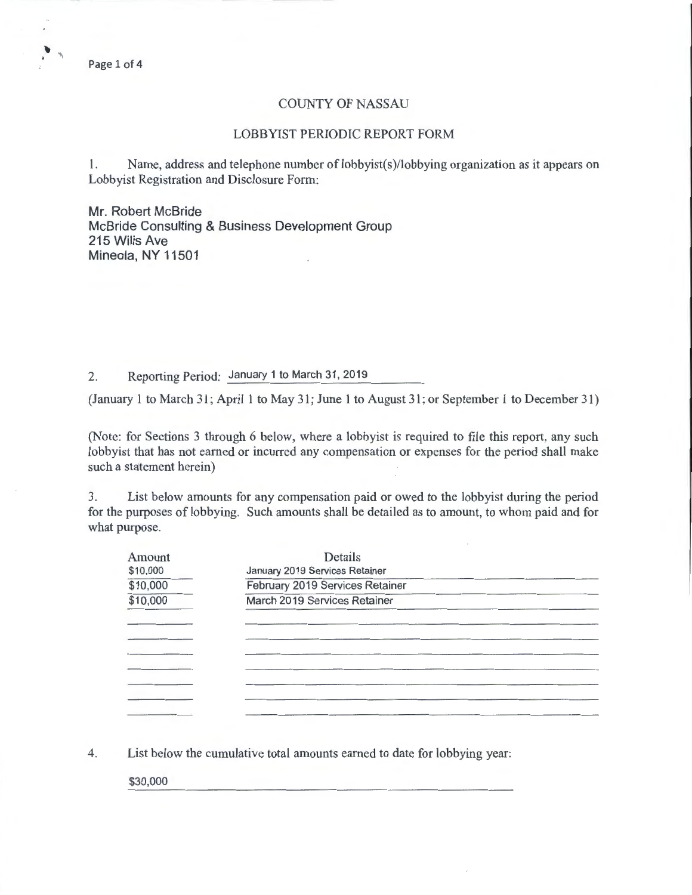# COUNTY OF NASSAU

## LOBBYIST PERIODIC REPORT FORM

1. Name, address and telephone number of lobbyist(s)/lobbying organization as it appears on Lobbyist Registration and Disclosure Form:

Mr. Robert McBride
McBride Consulting & Business Development Group
215 Willis Ave
Mineola, NY 11501

2. Reporting Period: January 1 to March 31, 2019

(January 1 to March 31; April 1 to May 31; June 1 to August 31; or September 1 to December 31)

(Note: for Sections 3 through 6 below, where a lobbyist is required to file this report, any such lobbyist that has not earned or incurred any compensation or expenses for the period shall make such a statement herein)

3. List below amounts for any compensation paid or owed to the lobbyist during the period for the purposes of lobbying. Such amounts shall be detailed as to amount, to whom paid and for what purpose.

| Amount | Details |
|---|---|
| $10,000 | January 2019 Services Retainer |
| $10,000 | February 2019 Services Retainer |
| $10,000 | March 2019 Services Retainer |

4. List below the cumulative total amounts earned to date for lobbying year:

$30,000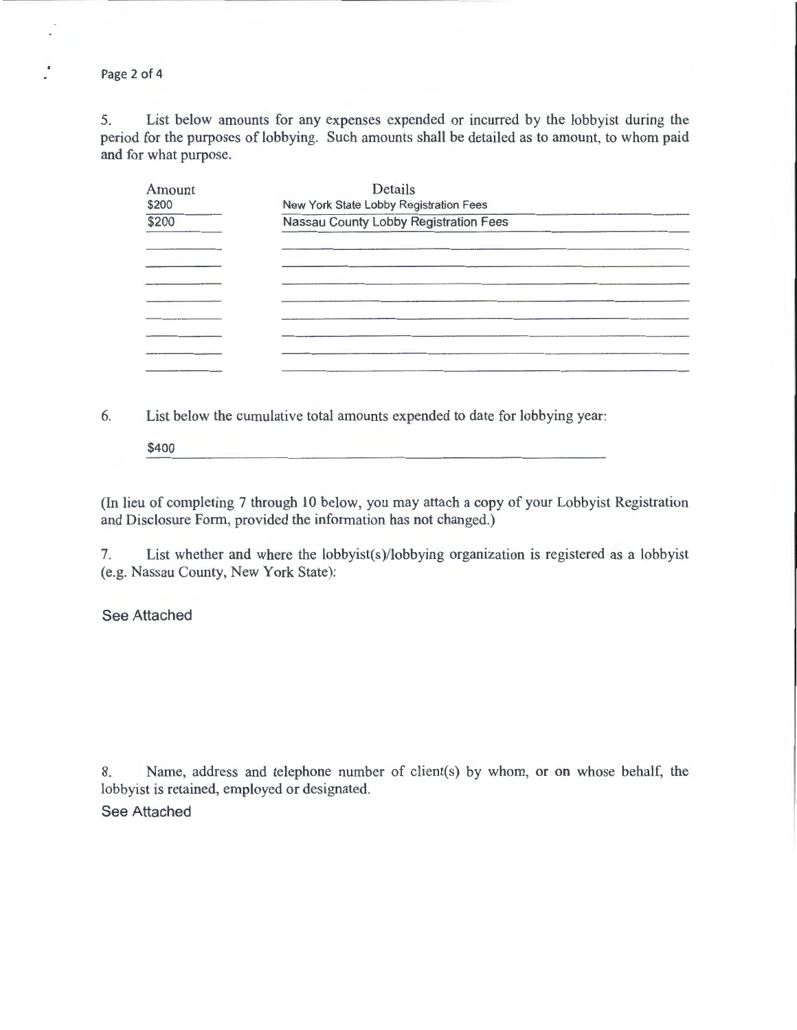5. List below amounts for any expenses expended or incurred by the lobbyist during the period for the purposes of lobbying. Such amounts shall be detailed as to amount, to whom paid and for what purpose.

| Amount | Details |
|---|---|
| $200 | New York State Lobby Registration Fees |
| $200 | Nassau County Lobby Registration Fees |
| | |
| | |
| | |
| | |
| | |
| | |
| | |
| | |

6. List below the cumulative total amounts expended to date for lobbying year:

$400

(In lieu of completing 7 through 10 below, you may attach a copy of your Lobbyist Registration and Disclosure Form, provided the information has not changed.)

7. List whether and where the lobbyist(s)/lobbying organization is registered as a lobbyist (e.g. Nassau County, New York State):

See Attached

8. Name, address and telephone number of client(s) by whom, or on whose behalf, the lobbyist is retained, employed or designated.

See Attached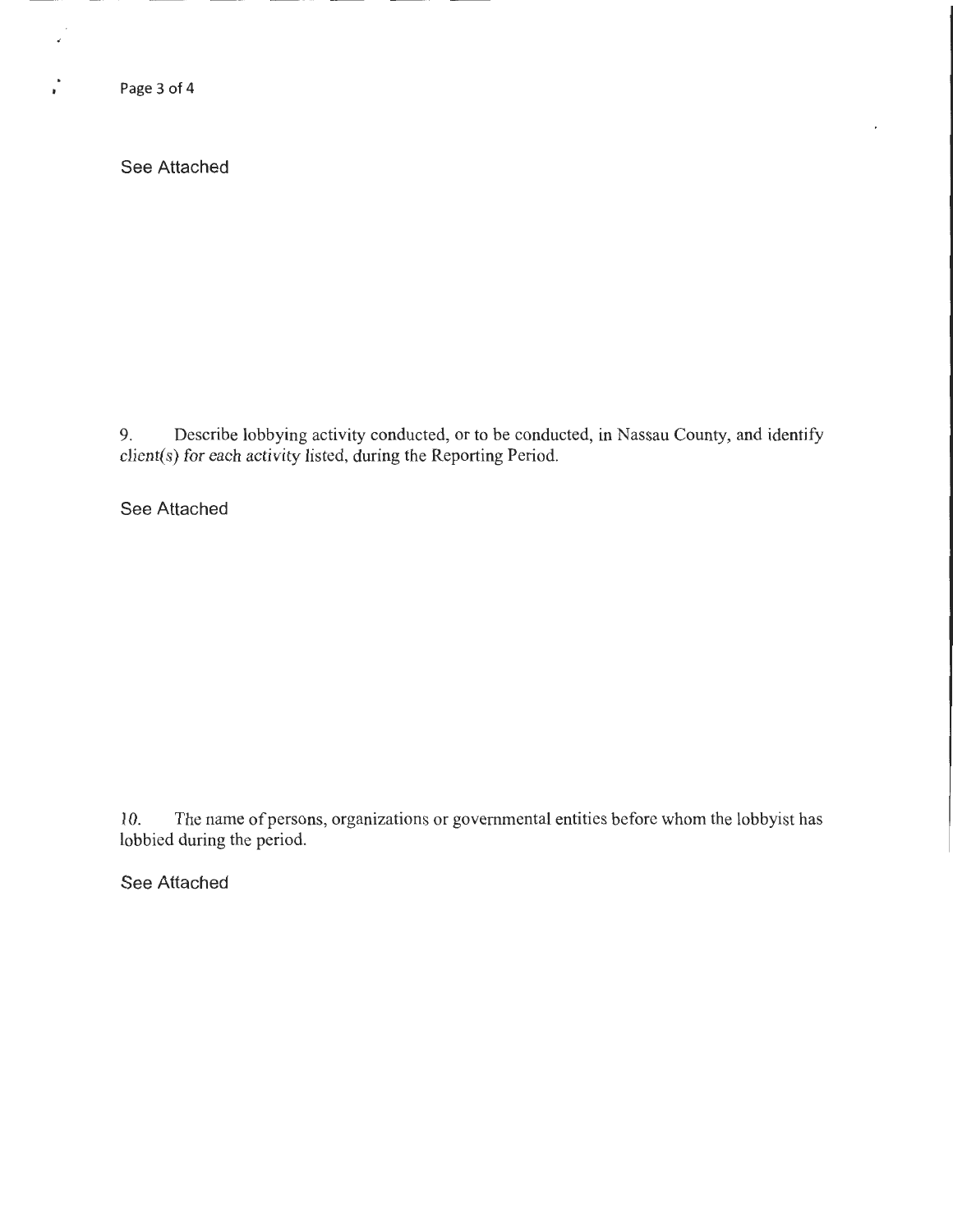See Attached

9. Describe lobbying activity conducted, or to be conducted, in Nassau County, and identify client(s) for each activity listed, during the Reporting Period.

See Attached

10. The name of persons, organizations or governmental entities before whom the lobbyist has lobbied during the period.

See Attached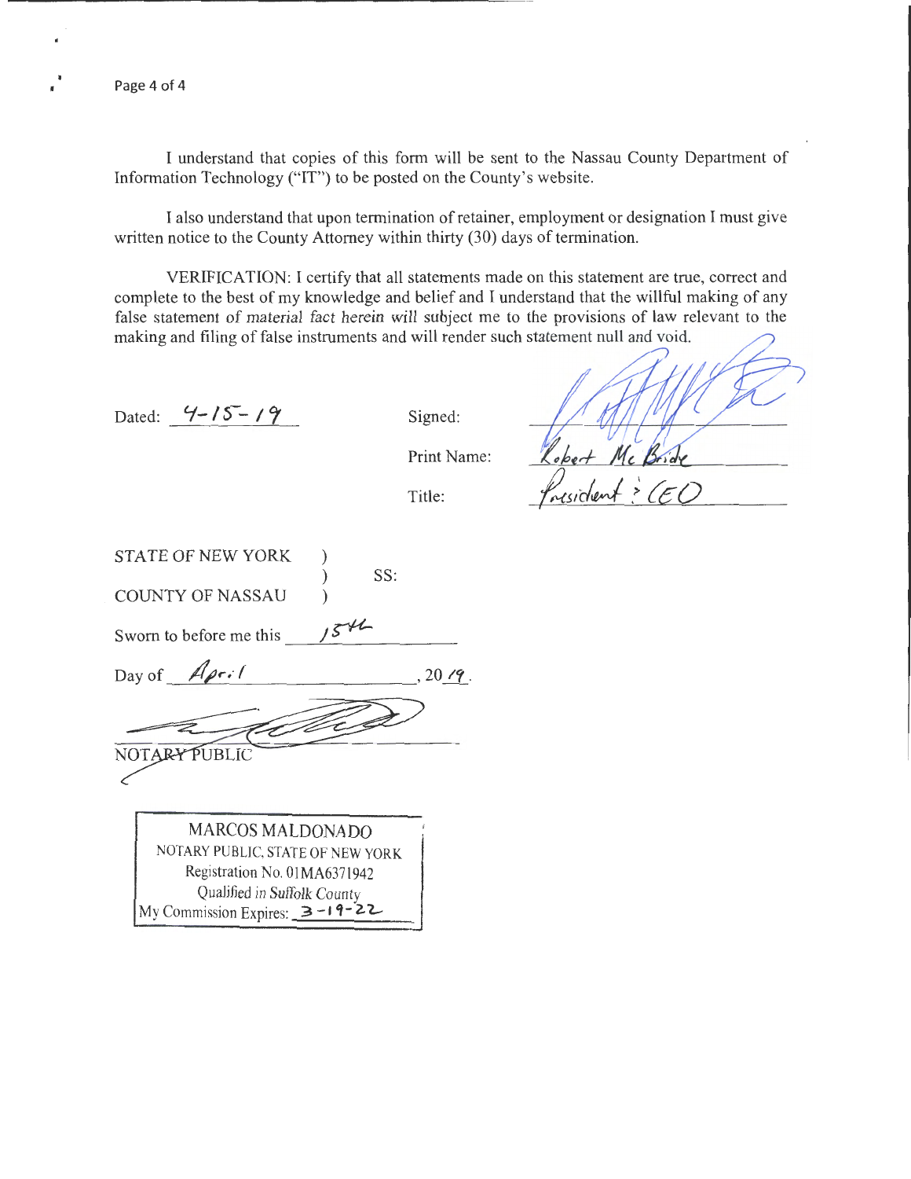I understand that copies of this form will be sent to the Nassau County Department of Information Technology ("IT") to be posted on the County's website.

I also understand that upon termination of retainer, employment or designation I must give written notice to the County Attorney within thirty (30) days of termination.

VERIFICATION: I certify that all statements made on this statement are true, correct and complete to the best of my knowledge and belief and I understand that the willful making of any false statement of material fact herein will subject me to the provisions of law relevant to the making and filing of false instruments and will render such statement null and void.

Dated: 4-15-19

Signed: [signature]

Print Name: Robert McBride

Title: President & CEO

STATE OF NEW YORK )
) SS:
COUNTY OF NASSAU )

Sworn to before me this 15th

Day of April, 20 19.

[signature]

NOTARY PUBLIC

MARCOS MALDONADO
NOTARY PUBLIC, STATE OF NEW YORK
Registration No. 01MA6371942
Qualified in Suffolk County
My Commission Expires: 3-19-22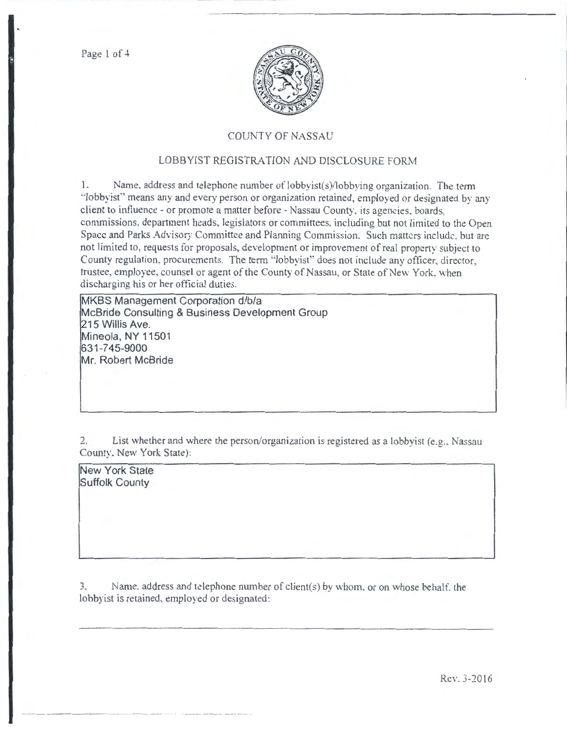COUNTY OF NASSAU

LOBBYIST REGISTRATION AND DISCLOSURE FORM

1. Name, address and telephone number of lobbyist(s)/lobbying organization. The term "lobbyist" means any and every person or organization retained, employed or designated by any client to influence - or promote a matter before - Nassau County, its agencies, boards, commissions, department heads, legislators or committees, including but not limited to the Open Space and Parks Advisory Committee and Planning Commission. Such matters include, but are not limited to, requests for proposals, development or improvement of real property subject to County regulation, procurements. The term "lobbyist" does not include any officer, director, trustee, employee, counsel or agent of the County of Nassau, or State of New York, when discharging his or her official duties.

MKBS Management Corporation d/b/a
McBride Consulting & Business Development Group
215 Willis Ave.
Mineola, NY 11501
631-745-9000
Mr. Robert McBride

2. List whether and where the person/organization is registered as a lobbyist (e.g., Nassau County, New York State):

New York State
Suffolk County

3. Name, address and telephone number of client(s) by whom, or on whose behalf, the lobbyist is retained, employed or designated:

Rev. 3-2016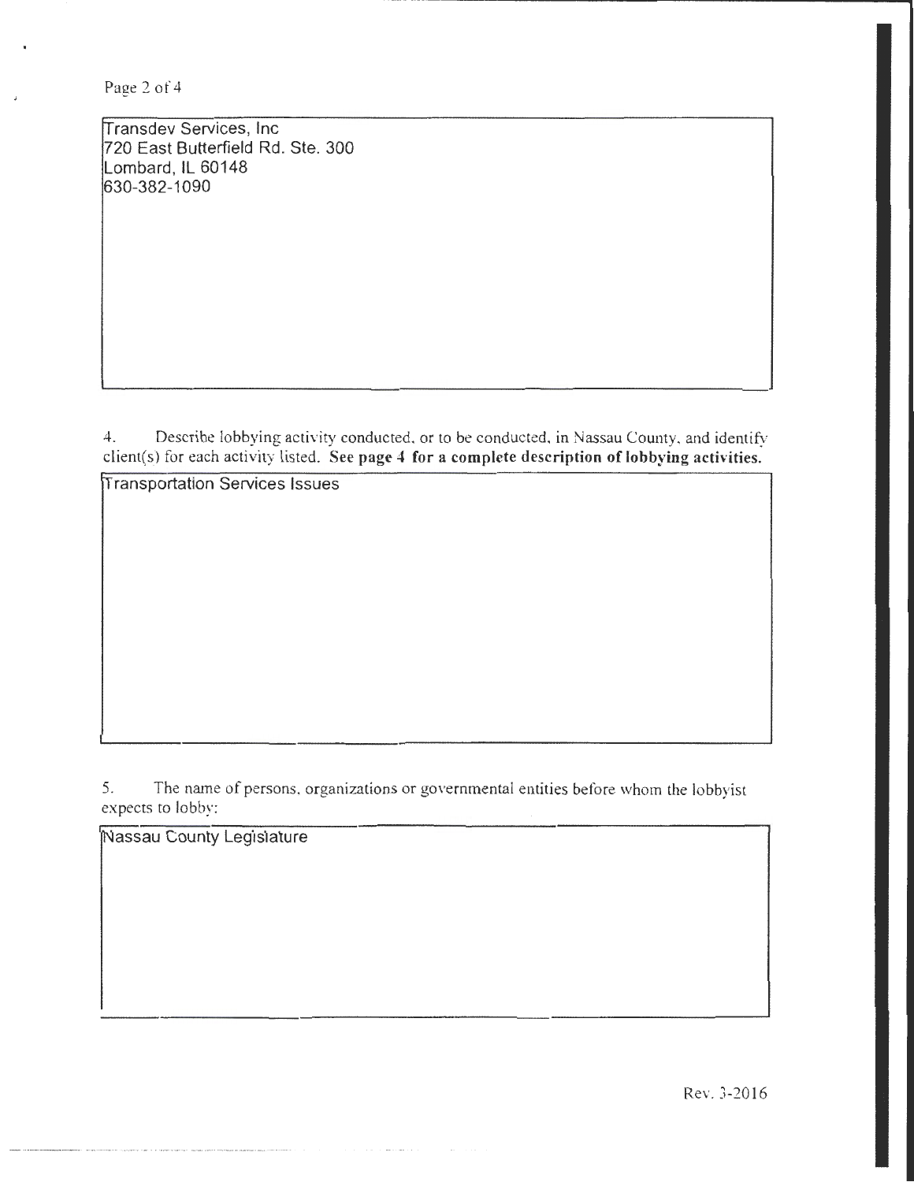Transdev Services, Inc
720 East Butterfield Rd. Ste. 300
Lombard, IL 60148
630-382-1090

4. Describe lobbying activity conducted, or to be conducted, in Nassau County, and identify client(s) for each activity listed. **See page 4 for a complete description of lobbying activities.**

Transportation Services Issues

5. The name of persons, organizations or governmental entities before whom the lobbyist expects to lobby:

Nassau County Legislature

Rev. 3-2016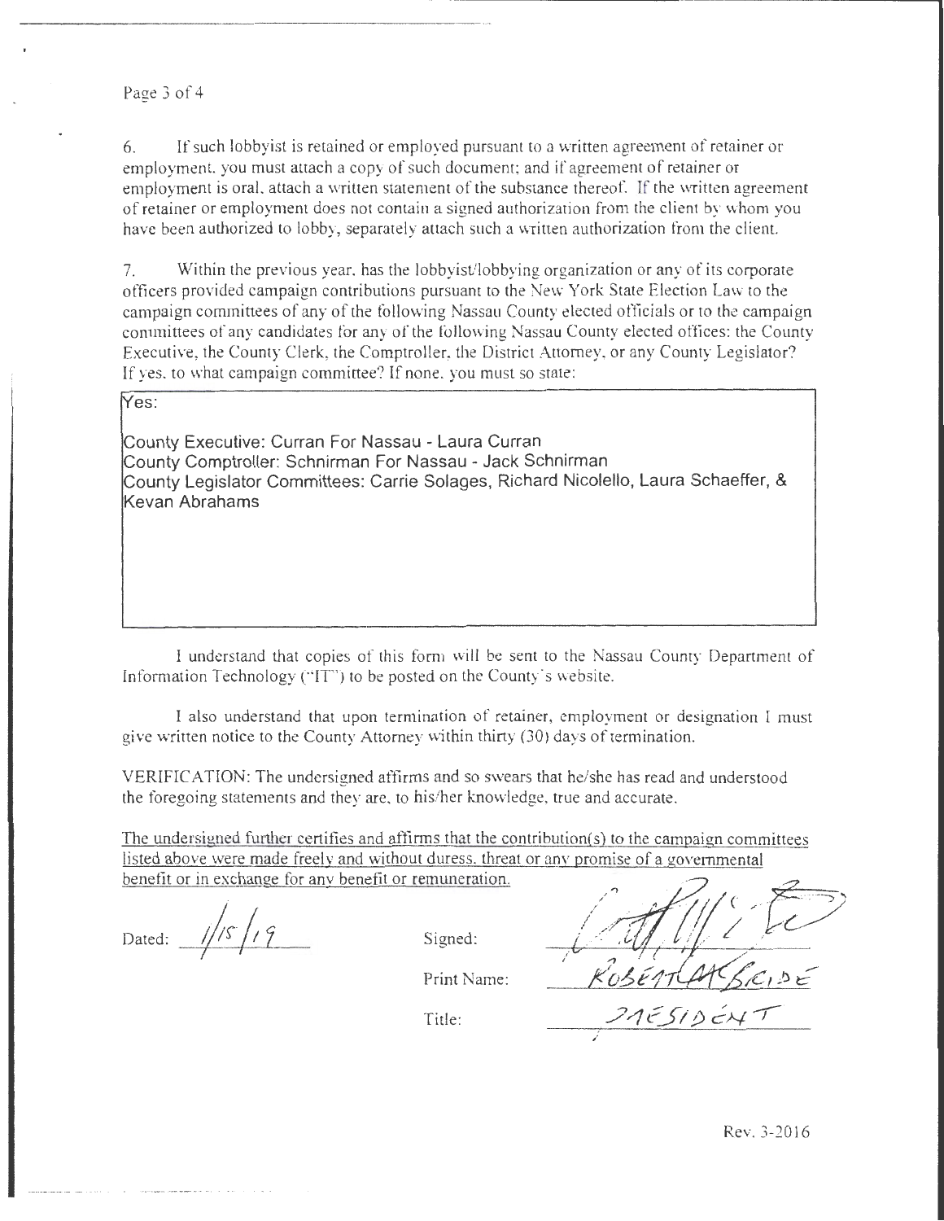6. If such lobbyist is retained or employed pursuant to a written agreement of retainer or employment, you must attach a copy of such document; and if agreement of retainer or employment is oral, attach a written statement of the substance thereof. If the written agreement of retainer or employment does not contain a signed authorization from the client by whom you have been authorized to lobby, separately attach such a written authorization from the client.

7. Within the previous year, has the lobbyist/lobbying organization or any of its corporate officers provided campaign contributions pursuant to the New York State Election Law to the campaign committees of any of the following Nassau County elected officials or to the campaign committees of any candidates for any of the following Nassau County elected offices: the County Executive, the County Clerk, the Comptroller, the District Attorney, or any County Legislator? If yes, to what campaign committee? If none, you must so state:

Yes:

County Executive: Curran For Nassau - Laura Curran
County Comptroller: Schnirman For Nassau - Jack Schnirman
County Legislator Committees: Carrie Solages, Richard Nicolello, Laura Schaeffer, & Kevan Abrahams

I understand that copies of this form will be sent to the Nassau County Department of Information Technology ("IT") to be posted on the County's website.

I also understand that upon termination of retainer, employment or designation I must give written notice to the County Attorney within thirty (30) days of termination.

VERIFICATION: The undersigned affirms and so swears that he/she has read and understood the foregoing statements and they are, to his/her knowledge, true and accurate.

The undersigned further certifies and affirms that the contribution(s) to the campaign committees listed above were made freely and without duress, threat or any promise of a governmental benefit or in exchange for any benefit or remuneration.

Dated: 1/15/19

Signed: [signature]

Print Name: ROBERT MCBRIDE

Title: PRESIDENT

Rev. 3-2016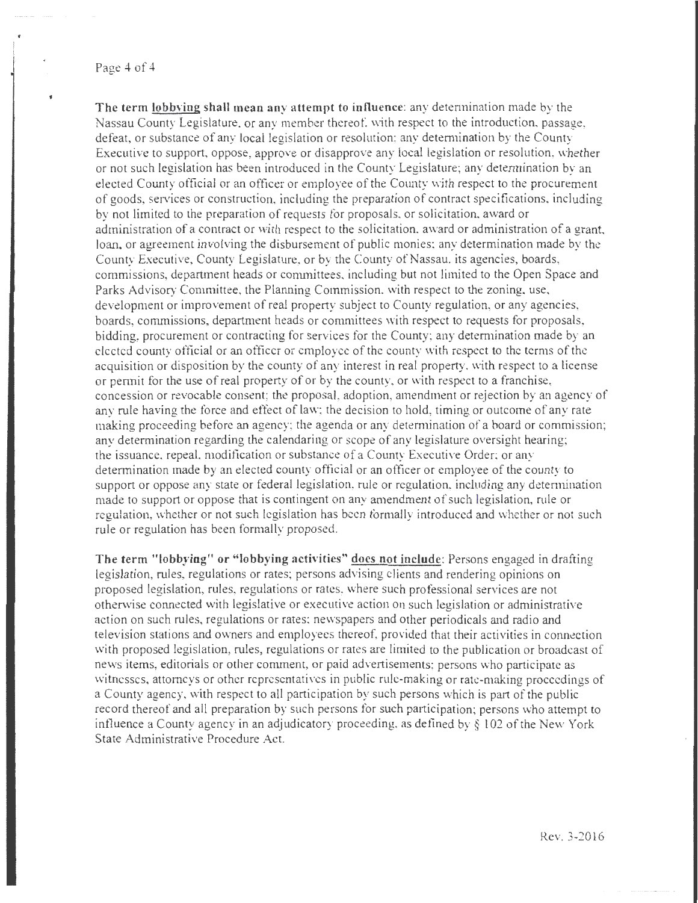**The term <u>lobbying</u> shall mean any attempt to influence**: any determination made by the Nassau County Legislature, or any member thereof, with respect to the introduction, passage, defeat, or substance of any local legislation or resolution; any determination by the County Executive to support, oppose, approve or disapprove any local legislation or resolution, whether or not such legislation has been introduced in the County Legislature; any determination by an elected County official or an officer or employee of the County with respect to the procurement of goods, services or construction, including the preparation of contract specifications, including by not limited to the preparation of requests for proposals, or solicitation, award or administration of a contract or with respect to the solicitation, award or administration of a grant, loan, or agreement involving the disbursement of public monies; any determination made by the County Executive, County Legislature, or by the County of Nassau, its agencies, boards, commissions, department heads or committees, including but not limited to the Open Space and Parks Advisory Committee, the Planning Commission, with respect to the zoning, use, development or improvement of real property subject to County regulation, or any agencies, boards, commissions, department heads or committees with respect to requests for proposals, bidding, procurement or contracting for services for the County; any determination made by an elected county official or an officer or employee of the county with respect to the terms of the acquisition or disposition by the county of any interest in real property, with respect to a license or permit for the use of real property of or by the county, or with respect to a franchise, concession or revocable consent; the proposal, adoption, amendment or rejection by an agency of any rule having the force and effect of law; the decision to hold, timing or outcome of any rate making proceeding before an agency; the agenda or any determination of a board or commission; any determination regarding the calendaring or scope of any legislature oversight hearing; the issuance, repeal, modification or substance of a County Executive Order; or any determination made by an elected county official or an officer or employee of the county to support or oppose any state or federal legislation, rule or regulation, including any determination made to support or oppose that is contingent on any amendment of such legislation, rule or regulation, whether or not such legislation has been formally introduced and whether or not such rule or regulation has been formally proposed.

**The term "lobbying" or "lobbying activities" <u>does not include</u>**: Persons engaged in drafting legislation, rules, regulations or rates; persons advising clients and rendering opinions on proposed legislation, rules, regulations or rates, where such professional services are not otherwise connected with legislative or executive action on such legislation or administrative action on such rules, regulations or rates; newspapers and other periodicals and radio and television stations and owners and employees thereof, provided that their activities in connection with proposed legislation, rules, regulations or rates are limited to the publication or broadcast of news items, editorials or other comment, or paid advertisements; persons who participate as witnesses, attorneys or other representatives in public rule-making or rate-making proceedings of a County agency, with respect to all participation by such persons which is part of the public record thereof and all preparation by such persons for such participation; persons who attempt to influence a County agency in an adjudicatory proceeding, as defined by § 102 of the New York State Administrative Procedure Act.

Rev. 3-2016